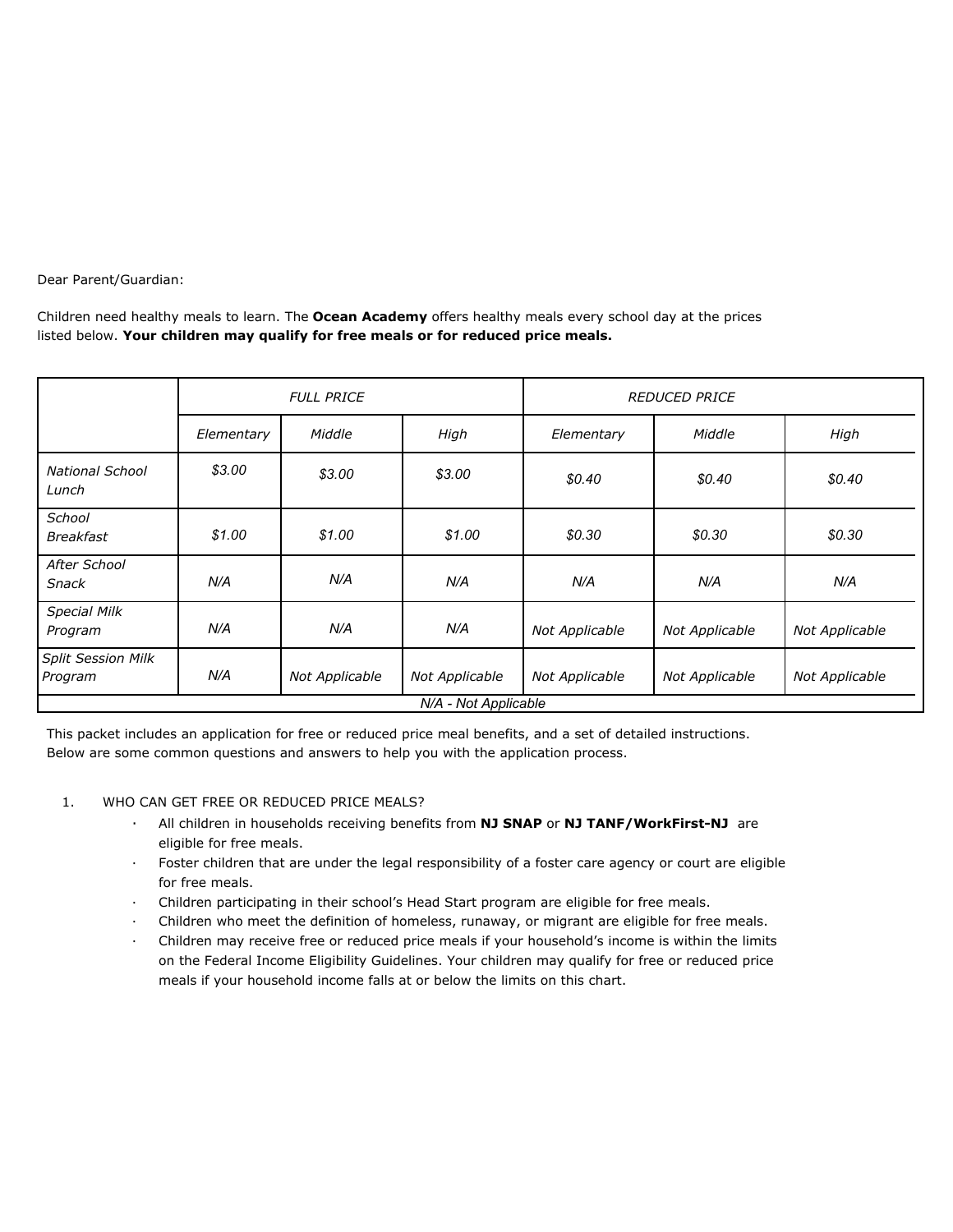Dear Parent/Guardian:

Children need healthy meals to learn. The **Ocean Academy** offers healthy meals every school day at the prices listed below. **Your children may qualify for free meals or for reduced price meals.**

| | *FULL PRICE* | | | *REDUCED PRICE* | | |
|---|---|---|---|---|---|---|
| | *Elementary* | *Middle* | *High* | *Elementary* | *Middle* | *High* |
| *National School Lunch* | *$3.00* | *$3.00* | *$3.00* | *$0.40* | *$0.40* | *$0.40* |
| *School Breakfast* | *$1.00* | *$1.00* | *$1.00* | *$0.30* | *$0.30* | *$0.30* |
| *After School Snack* | *N/A* | *N/A* | *N/A* | *N/A* | *N/A* | *N/A* |
| *Special Milk Program* | *N/A* | *N/A* | *N/A* | *Not Applicable* | *Not Applicable* | *Not Applicable* |
| *Split Session Milk Program* | *N/A* | *Not Applicable* | *Not Applicable* | *Not Applicable* | *Not Applicable* | *Not Applicable* |

*N/A - Not Applicable*

This packet includes an application for free or reduced price meal benefits, and a set of detailed instructions. Below are some common questions and answers to help you with the application process.

1. WHO CAN GET FREE OR REDUCED PRICE MEALS?
   - All children in households receiving benefits from **NJ SNAP** or **NJ TANF/WorkFirst-NJ** are eligible for free meals.
   - Foster children that are under the legal responsibility of a foster care agency or court are eligible for free meals.
   - Children participating in their school's Head Start program are eligible for free meals.
   - Children who meet the definition of homeless, runaway, or migrant are eligible for free meals.
   - Children may receive free or reduced price meals if your household's income is within the limits on the Federal Income Eligibility Guidelines. Your children may qualify for free or reduced price meals if your household income falls at or below the limits on this chart.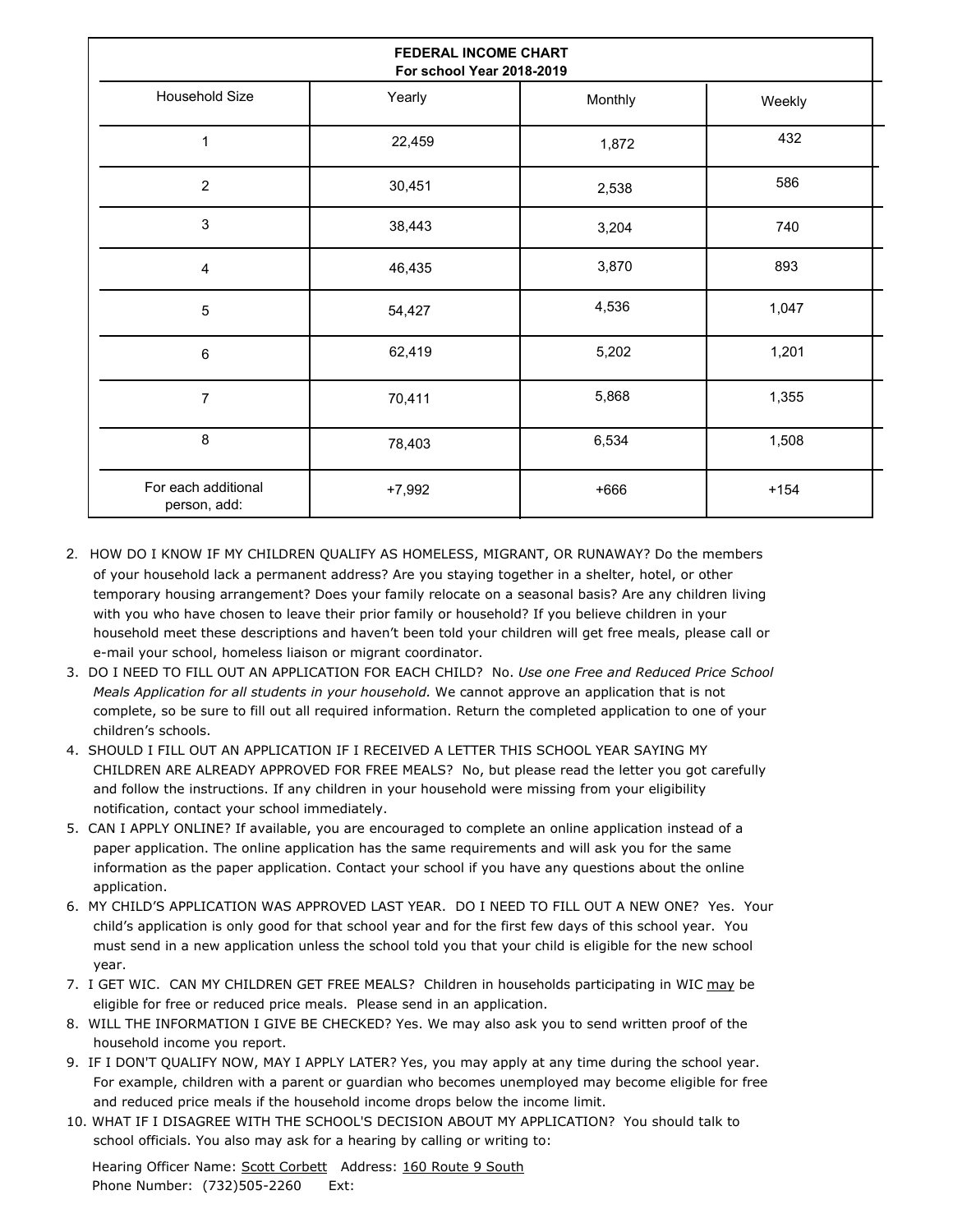| FEDERAL INCOME CHART<br>For school Year 2018-2019 | | | |
|---|---|---|---|
| Household Size | Yearly | Monthly | Weekly |
| 1 | 22,459 | 1,872 | 432 |
| 2 | 30,451 | 2,538 | 586 |
| 3 | 38,443 | 3,204 | 740 |
| 4 | 46,435 | 3,870 | 893 |
| 5 | 54,427 | 4,536 | 1,047 |
| 6 | 62,419 | 5,202 | 1,201 |
| 7 | 70,411 | 5,868 | 1,355 |
| 8 | 78,403 | 6,534 | 1,508 |
| For each additional person, add: | +7,992 | +666 | +154 |

2. HOW DO I KNOW IF MY CHILDREN QUALIFY AS HOMELESS, MIGRANT, OR RUNAWAY? Do the members of your household lack a permanent address? Are you staying together in a shelter, hotel, or other temporary housing arrangement? Does your family relocate on a seasonal basis? Are any children living with you who have chosen to leave their prior family or household? If you believe children in your household meet these descriptions and haven't been told your children will get free meals, please call or e-mail your school, homeless liaison or migrant coordinator.
3. DO I NEED TO FILL OUT AN APPLICATION FOR EACH CHILD? No. *Use one Free and Reduced Price School Meals Application for all students in your household.* We cannot approve an application that is not complete, so be sure to fill out all required information. Return the completed application to one of your children's schools.
4. SHOULD I FILL OUT AN APPLICATION IF I RECEIVED A LETTER THIS SCHOOL YEAR SAYING MY CHILDREN ARE ALREADY APPROVED FOR FREE MEALS? No, but please read the letter you got carefully and follow the instructions. If any children in your household were missing from your eligibility notification, contact your school immediately.
5. CAN I APPLY ONLINE? If available, you are encouraged to complete an online application instead of a paper application. The online application has the same requirements and will ask you for the same information as the paper application. Contact your school if you have any questions about the online application.
6. MY CHILD'S APPLICATION WAS APPROVED LAST YEAR. DO I NEED TO FILL OUT A NEW ONE? Yes. Your child's application is only good for that school year and for the first few days of this school year. You must send in a new application unless the school told you that your child is eligible for the new school year.
7. I GET WIC. CAN MY CHILDREN GET FREE MEALS? Children in households participating in WIC may be eligible for free or reduced price meals. Please send in an application.
8. WILL THE INFORMATION I GIVE BE CHECKED? Yes. We may also ask you to send written proof of the household income you report.
9. IF I DON'T QUALIFY NOW, MAY I APPLY LATER? Yes, you may apply at any time during the school year. For example, children with a parent or guardian who becomes unemployed may become eligible for free and reduced price meals if the household income drops below the income limit.
10. WHAT IF I DISAGREE WITH THE SCHOOL'S DECISION ABOUT MY APPLICATION? You should talk to school officials. You also may ask for a hearing by calling or writing to:

Hearing Officer Name: Scott Corbett Address: 160 Route 9 South
Phone Number: (732)505-2260 Ext: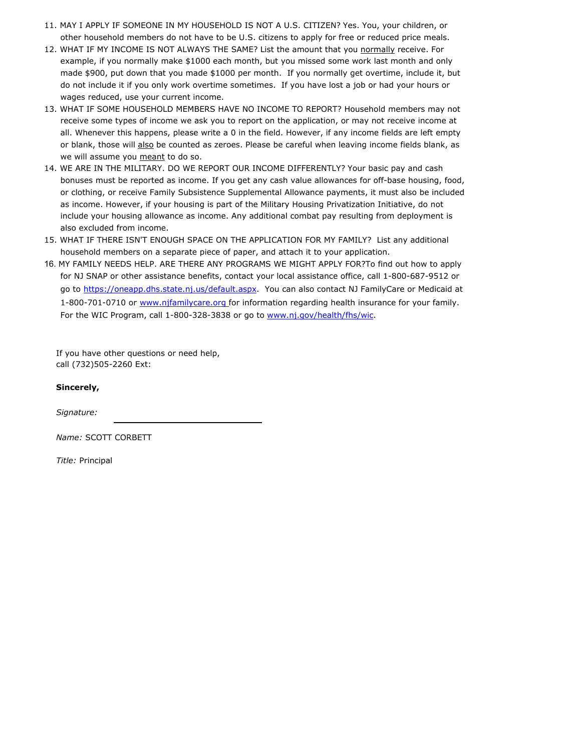11. MAY I APPLY IF SOMEONE IN MY HOUSEHOLD IS NOT A U.S. CITIZEN? Yes. You, your children, or other household members do not have to be U.S. citizens to apply for free or reduced price meals.
12. WHAT IF MY INCOME IS NOT ALWAYS THE SAME? List the amount that you <u>normally</u> receive. For example, if you normally make $1000 each month, but you missed some work last month and only made $900, put down that you made $1000 per month. If you normally get overtime, include it, but do not include it if you only work overtime sometimes. If you have lost a job or had your hours or wages reduced, use your current income.
13. WHAT IF SOME HOUSEHOLD MEMBERS HAVE NO INCOME TO REPORT? Household members may not receive some types of income we ask you to report on the application, or may not receive income at all. Whenever this happens, please write a 0 in the field. However, if any income fields are left empty or blank, those will <u>also</u> be counted as zeroes. Please be careful when leaving income fields blank, as we will assume you <u>meant</u> to do so.
14. WE ARE IN THE MILITARY. DO WE REPORT OUR INCOME DIFFERENTLY? Your basic pay and cash bonuses must be reported as income. If you get any cash value allowances for off-base housing, food, or clothing, or receive Family Subsistence Supplemental Allowance payments, it must also be included as income. However, if your housing is part of the Military Housing Privatization Initiative, do not include your housing allowance as income. Any additional combat pay resulting from deployment is also excluded from income.
15. WHAT IF THERE ISN'T ENOUGH SPACE ON THE APPLICATION FOR MY FAMILY? List any additional household members on a separate piece of paper, and attach it to your application.
16. MY FAMILY NEEDS HELP. ARE THERE ANY PROGRAMS WE MIGHT APPLY FOR?To find out how to apply for NJ SNAP or other assistance benefits, contact your local assistance office, call 1-800-687-9512 or go to https://oneapp.dhs.state.nj.us/default.aspx. You can also contact NJ FamilyCare or Medicaid at 1-800-701-0710 or www.njfamilycare.org for information regarding health insurance for your family. For the WIC Program, call 1-800-328-3838 or go to www.nj.gov/health/fhs/wic.

If you have other questions or need help,
call (732)505-2260 Ext:

**Sincerely,**

*Signature:* ______________________________

*Name:* SCOTT CORBETT

*Title:* Principal